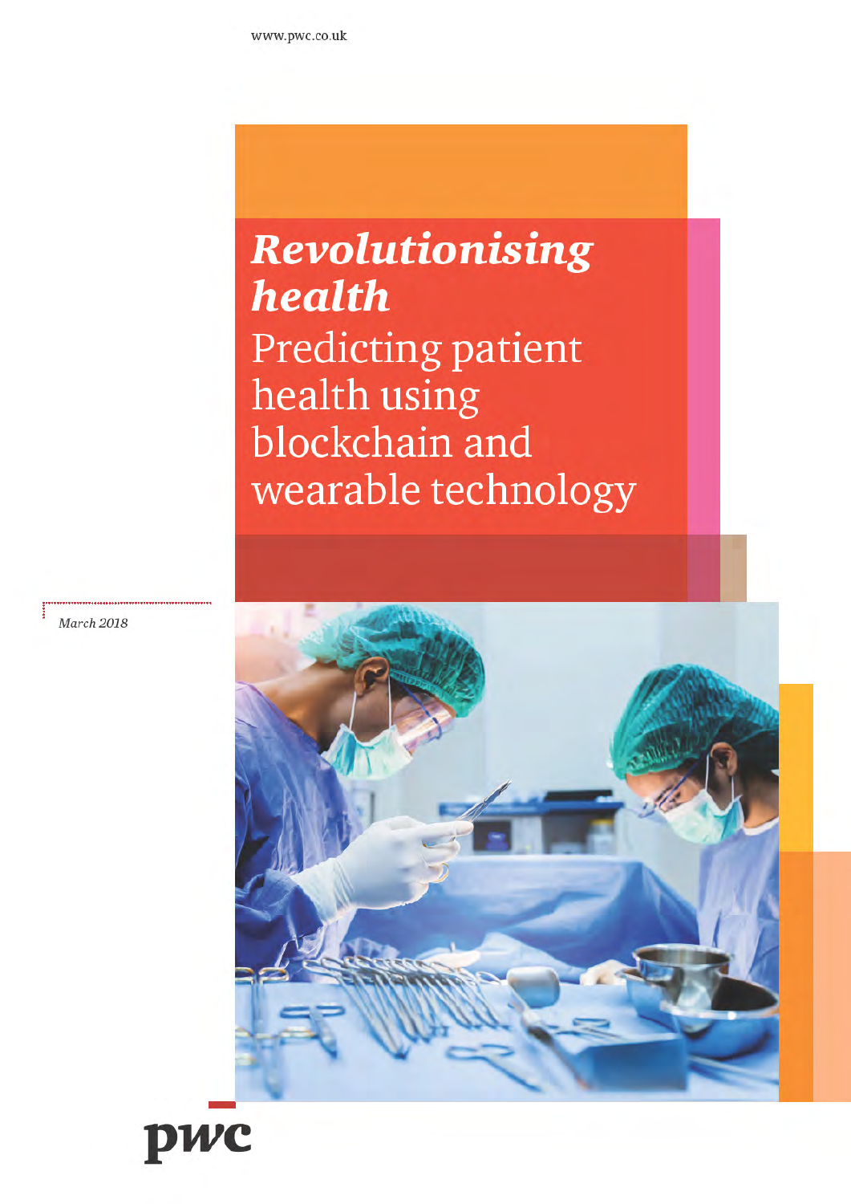www.pwc.co.uk

# *Revolutionising health*

## Predicting patient health using blockchain and wearable technology

*March 2018*

pwc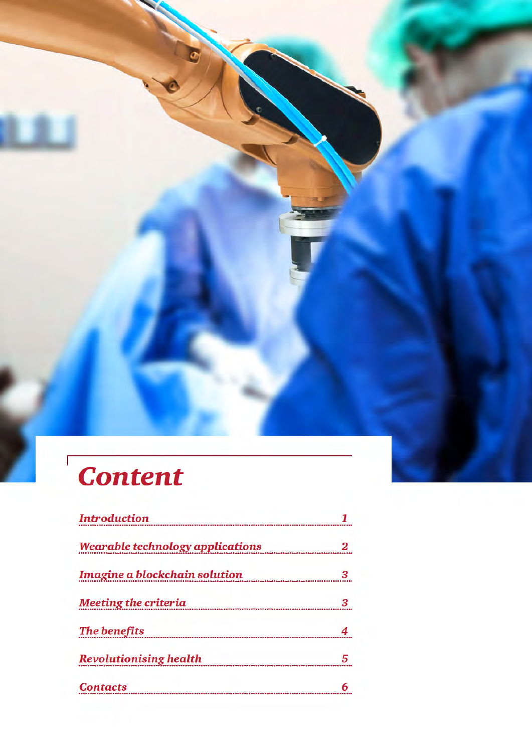# *Content*

| | |
|---|---|
| *Introduction* | 1 |
| *Wearable technology applications* | 2 |
| *Imagine a blockchain solution* | 3 |
| *Meeting the criteria* | 3 |
| *The benefits* | 4 |
| *Revolutionising health* | 5 |
| *Contacts* | 6 |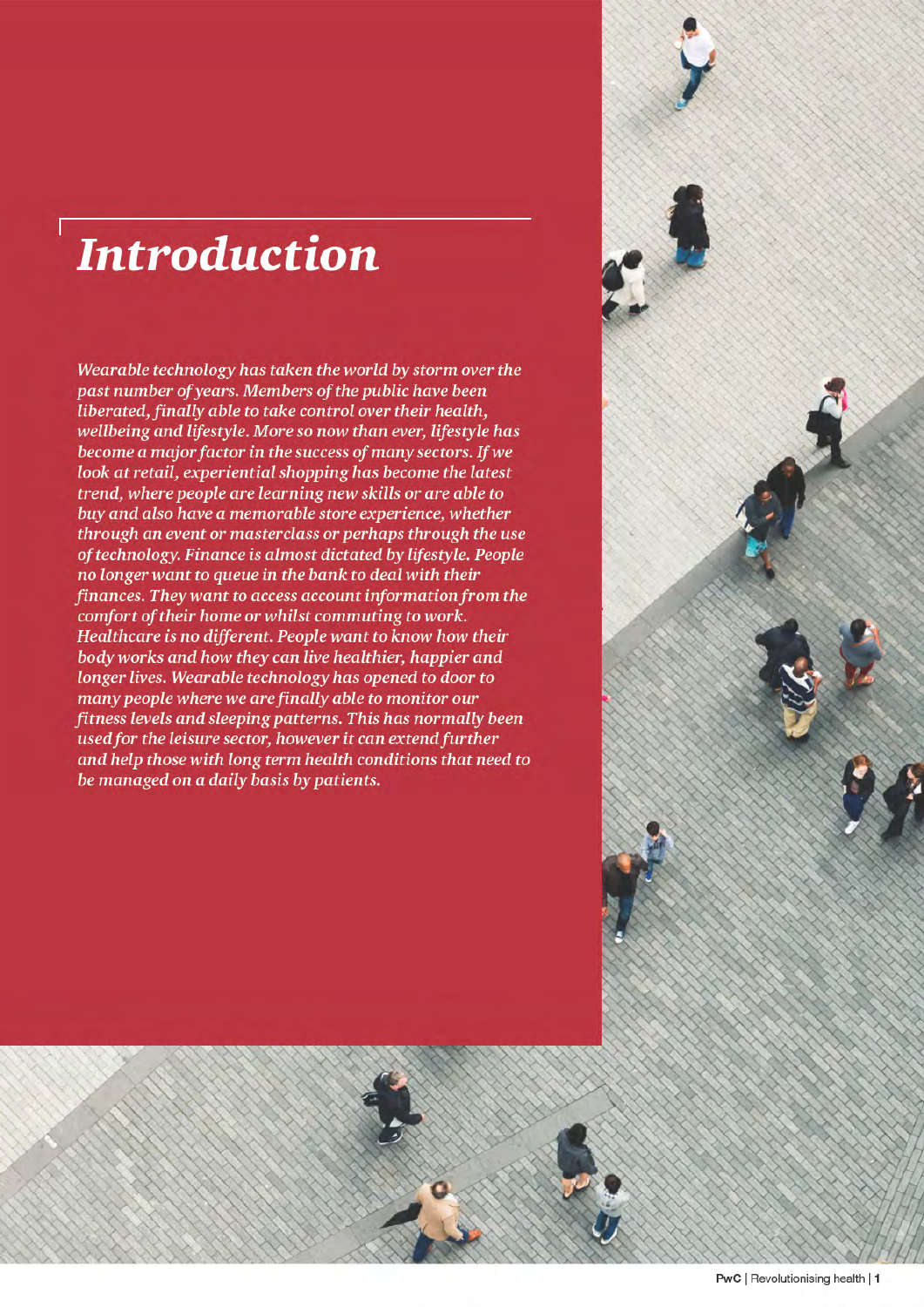# Introduction

*Wearable technology has taken the world by storm over the past number of years. Members of the public have been liberated, finally able to take control over their health, wellbeing and lifestyle. More so now than ever, lifestyle has become a major factor in the success of many sectors. If we look at retail, experiential shopping has become the latest trend, where people are learning new skills or are able to buy and also have a memorable store experience, whether through an event or masterclass or perhaps through the use of technology. Finance is almost dictated by lifestyle. People no longer want to queue in the bank to deal with their finances. They want to access account information from the comfort of their home or whilst commuting to work. Healthcare is no different. People want to know how their body works and how they can live healthier, happier and longer lives. Wearable technology has opened to door to many people where we are finally able to monitor our fitness levels and sleeping patterns. This has normally been used for the leisure sector, however it can extend further and help those with long term health conditions that need to be managed on a daily basis by patients.*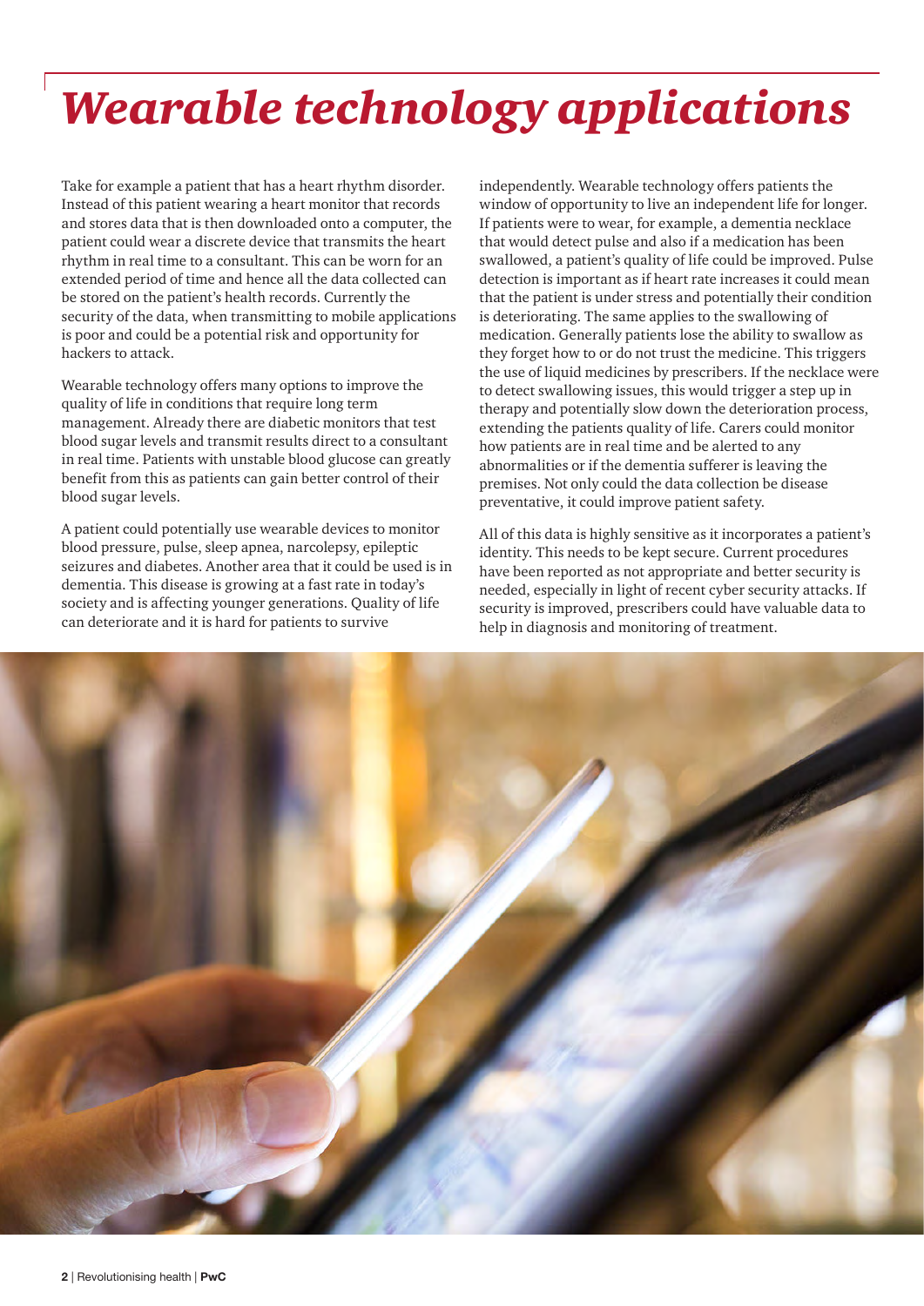# *Wearable technology applications*

Take for example a patient that has a heart rhythm disorder. Instead of this patient wearing a heart monitor that records and stores data that is then downloaded onto a computer, the patient could wear a discrete device that transmits the heart rhythm in real time to a consultant. This can be worn for an extended period of time and hence all the data collected can be stored on the patient's health records. Currently the security of the data, when transmitting to mobile applications is poor and could be a potential risk and opportunity for hackers to attack.

Wearable technology offers many options to improve the quality of life in conditions that require long term management. Already there are diabetic monitors that test blood sugar levels and transmit results direct to a consultant in real time. Patients with unstable blood glucose can greatly benefit from this as patients can gain better control of their blood sugar levels.

A patient could potentially use wearable devices to monitor blood pressure, pulse, sleep apnea, narcolepsy, epileptic seizures and diabetes. Another area that it could be used is in dementia. This disease is growing at a fast rate in today's society and is affecting younger generations. Quality of life can deteriorate and it is hard for patients to survive independently. Wearable technology offers patients the window of opportunity to live an independent life for longer. If patients were to wear, for example, a dementia necklace that would detect pulse and also if a medication has been swallowed, a patient's quality of life could be improved. Pulse detection is important as if heart rate increases it could mean that the patient is under stress and potentially their condition is deteriorating. The same applies to the swallowing of medication. Generally patients lose the ability to swallow as they forget how to or do not trust the medicine. This triggers the use of liquid medicines by prescribers. If the necklace were to detect swallowing issues, this would trigger a step up in therapy and potentially slow down the deterioration process, extending the patients quality of life. Carers could monitor how patients are in real time and be alerted to any abnormalities or if the dementia sufferer is leaving the premises. Not only could the data collection be disease preventative, it could improve patient safety.

All of this data is highly sensitive as it incorporates a patient's identity. This needs to be kept secure. Current procedures have been reported as not appropriate and better security is needed, especially in light of recent cyber security attacks. If security is improved, prescribers could have valuable data to help in diagnosis and monitoring of treatment.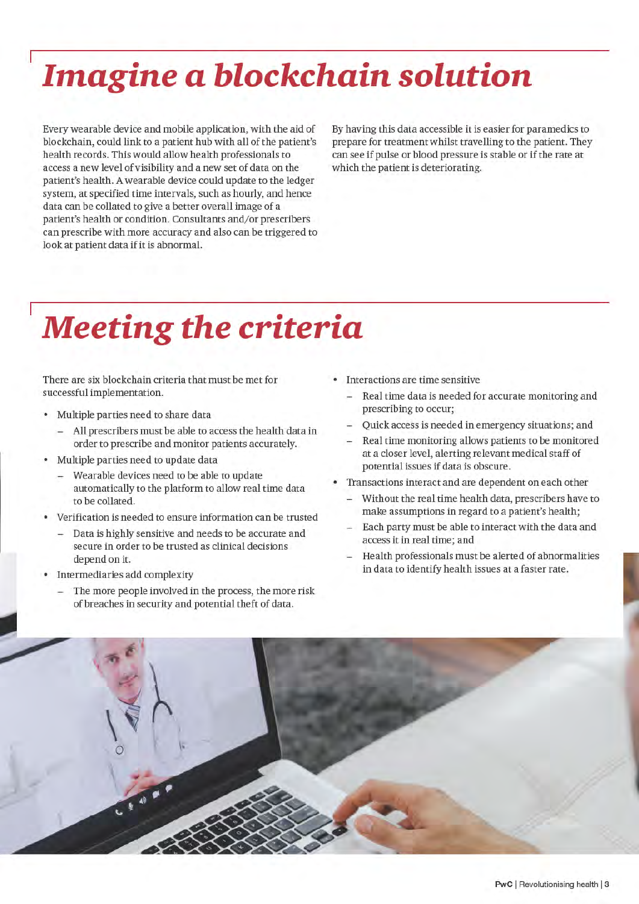# Imagine a blockchain solution

Every wearable device and mobile application, with the aid of blockchain, could link to a patient hub with all of the patient's health records. This would allow health professionals to access a new level of visibility and a new set of data on the patient's health. A wearable device could update to the ledger system, at specified time intervals, such as hourly, and hence data can be collated to give a better overall image of a patient's health or condition. Consultants and/or prescribers can prescribe with more accuracy and also can be triggered to look at patient data if it is abnormal.

By having this data accessible it is easier for paramedics to prepare for treatment whilst travelling to the patient. They can see if pulse or blood pressure is stable or if the rate at which the patient is deteriorating.

# Meeting the criteria

There are six blockchain criteria that must be met for successful implementation.

- Multiple parties need to share data
  - All prescribers must be able to access the health data in order to prescribe and monitor patients accurately.
- Multiple parties need to update data
  - Wearable devices need to be able to update automatically to the platform to allow real time data to be collated.
- Verification is needed to ensure information can be trusted
  - Data is highly sensitive and needs to be accurate and secure in order to be trusted as clinical decisions depend on it.
- Intermediaries add complexity
  - The more people involved in the process, the more risk of breaches in security and potential theft of data.
- Interactions are time sensitive
  - Real time data is needed for accurate monitoring and prescribing to occur;
  - Quick access is needed in emergency situations; and
  - Real time monitoring allows patients to be monitored at a closer level, alerting relevant medical staff of potential issues if data is obscure.
- Transactions interact and are dependent on each other
  - Without the real time health data, prescribers have to make assumptions in regard to a patient's health;
  - Each party must be able to interact with the data and access it in real time; and
  - Health professionals must be alerted of abnormalities in data to identify health issues at a faster rate.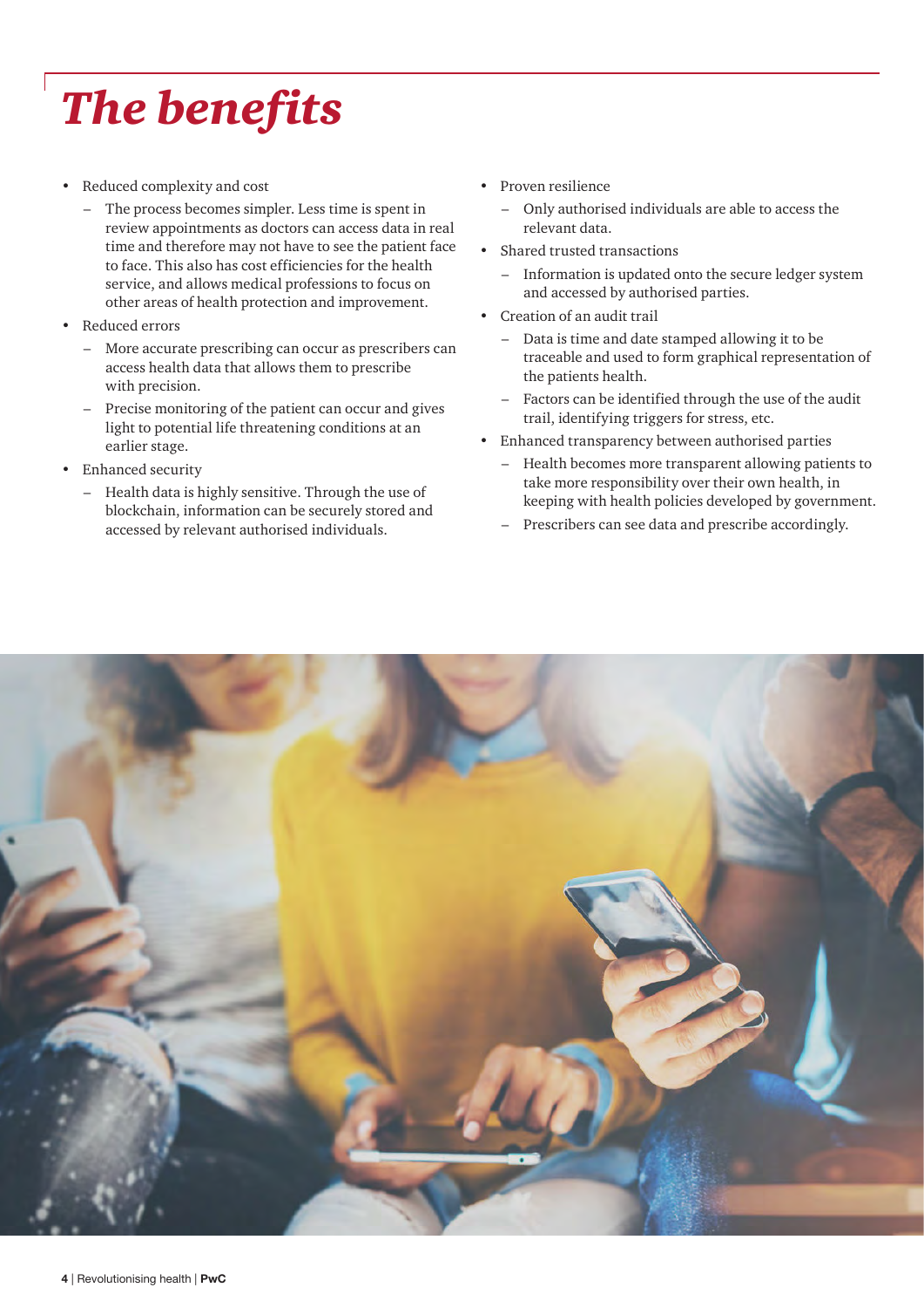# *The benefits*

- Reduced complexity and cost
  - The process becomes simpler. Less time is spent in review appointments as doctors can access data in real time and therefore may not have to see the patient face to face. This also has cost efficiencies for the health service, and allows medical professions to focus on other areas of health protection and improvement.
- Reduced errors
  - More accurate prescribing can occur as prescribers can access health data that allows them to prescribe with precision.
  - Precise monitoring of the patient can occur and gives light to potential life threatening conditions at an earlier stage.
- Enhanced security
  - Health data is highly sensitive. Through the use of blockchain, information can be securely stored and accessed by relevant authorised individuals.
- Proven resilience
  - Only authorised individuals are able to access the relevant data.
- Shared trusted transactions
  - Information is updated onto the secure ledger system and accessed by authorised parties.
- Creation of an audit trail
  - Data is time and date stamped allowing it to be traceable and used to form graphical representation of the patients health.
  - Factors can be identified through the use of the audit trail, identifying triggers for stress, etc.
- Enhanced transparency between authorised parties
  - Health becomes more transparent allowing patients to take more responsibility over their own health, in keeping with health policies developed by government.
  - Prescribers can see data and prescribe accordingly.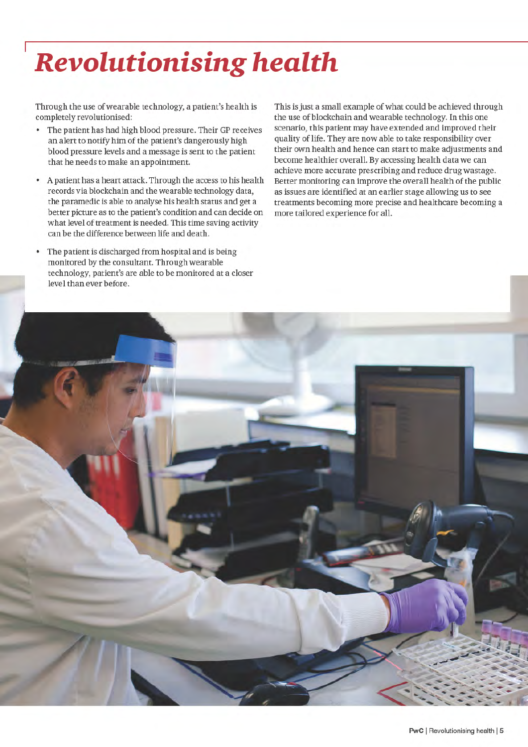# Revolutionising health

Through the use of wearable technology, a patient's health is completely revolutionised:

- The patient has had high blood pressure. Their GP receives an alert to notify him of the patient's dangerously high blood pressure levels and a message is sent to the patient that he needs to make an appointment.
- A patient has a heart attack. Through the access to his health records via blockchain and the wearable technology data, the paramedic is able to analyse his health status and get a better picture as to the patient's condition and can decide on what level of treatment is needed. This time saving activity can be the difference between life and death.
- The patient is discharged from hospital and is being monitored by the consultant. Through wearable technology, patient's are able to be monitored at a closer level than ever before.

This is just a small example of what could be achieved through the use of blockchain and wearable technology. In this one scenario, this patient may have extended and improved their quality of life. They are now able to take responsibility over their own health and hence can start to make adjustments and become healthier overall. By accessing health data we can achieve more accurate prescribing and reduce drug wastage. Better monitoring can improve the overall health of the public as issues are identified at an earlier stage allowing us to see treatments becoming more precise and healthcare becoming a more tailored experience for all.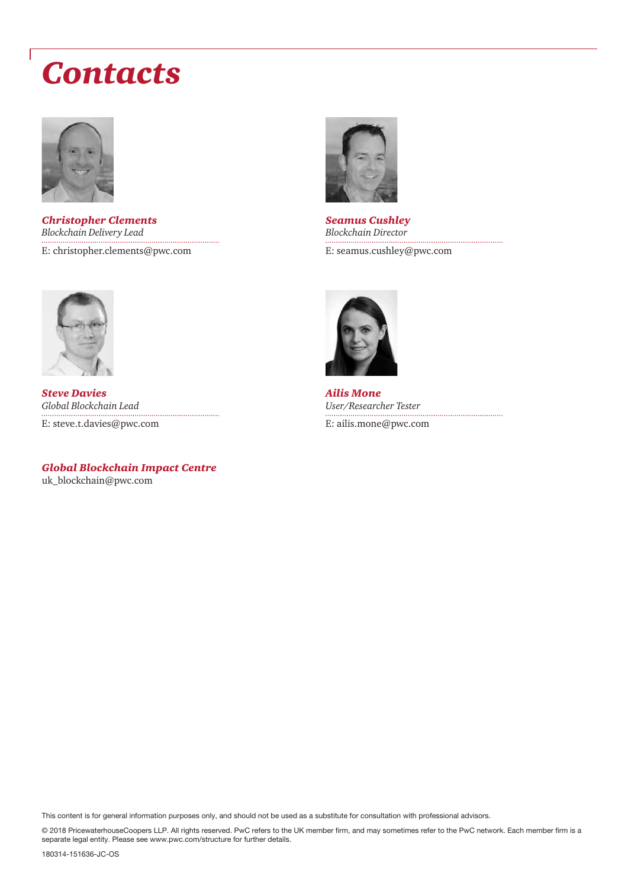# *Contacts*

***Christopher Clements***
*Blockchain Delivery Lead*
E: christopher.clements@pwc.com

***Seamus Cushley***
*Blockchain Director*
E: seamus.cushley@pwc.com

***Steve Davies***
*Global Blockchain Lead*
E: steve.t.davies@pwc.com

***Ailis Mone***
*User/Researcher Tester*
E: ailis.mone@pwc.com

***Global Blockchain Impact Centre***
uk_blockchain@pwc.com

This content is for general information purposes only, and should not be used as a substitute for consultation with professional advisors.

© 2018 PricewaterhouseCoopers LLP. All rights reserved. PwC refers to the UK member firm, and may sometimes refer to the PwC network. Each member firm is a separate legal entity. Please see www.pwc.com/structure for further details.

180314-151636-JC-OS